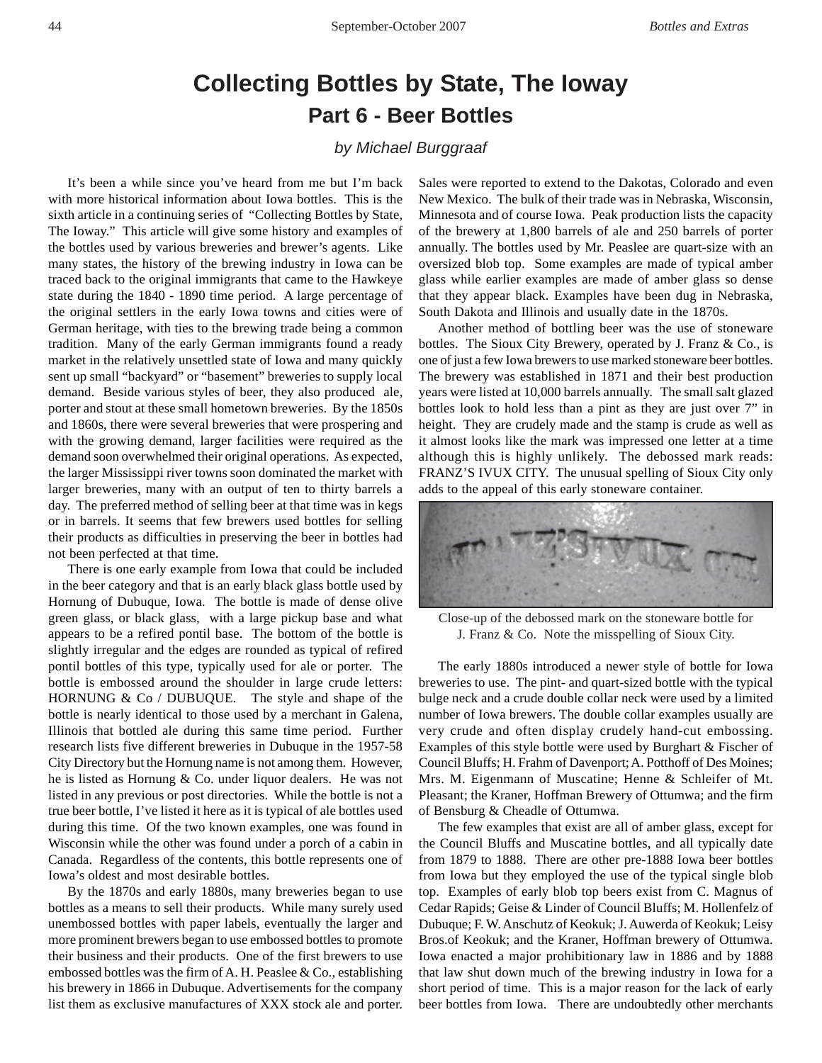# Collecting Bottles by State, The Ioway

## Part 6 - Beer Bottles

*by Michael Burggraaf*

It's been a while since you've heard from me but I'm back with more historical information about Iowa bottles. This is the sixth article in a continuing series of "Collecting Bottles by State, The Ioway." This article will give some history and examples of the bottles used by various breweries and brewer's agents. Like many states, the history of the brewing industry in Iowa can be traced back to the original immigrants that came to the Hawkeye state during the 1840 - 1890 time period. A large percentage of the original settlers in the early Iowa towns and cities were of German heritage, with ties to the brewing trade being a common tradition. Many of the early German immigrants found a ready market in the relatively unsettled state of Iowa and many quickly sent up small "backyard" or "basement" breweries to supply local demand. Beside various styles of beer, they also produced ale, porter and stout at these small hometown breweries. By the 1850s and 1860s, there were several breweries that were prospering and with the growing demand, larger facilities were required as the demand soon overwhelmed their original operations. As expected, the larger Mississippi river towns soon dominated the market with larger breweries, many with an output of ten to thirty barrels a day. The preferred method of selling beer at that time was in kegs or in barrels. It seems that few brewers used bottles for selling their products as difficulties in preserving the beer in bottles had not been perfected at that time.

There is one early example from Iowa that could be included in the beer category and that is an early black glass bottle used by Hornung of Dubuque, Iowa. The bottle is made of dense olive green glass, or black glass, with a large pickup base and what appears to be a refired pontil base. The bottom of the bottle is slightly irregular and the edges are rounded as typical of refired pontil bottles of this type, typically used for ale or porter. The bottle is embossed around the shoulder in large crude letters: HORNUNG & Co / DUBUQUE. The style and shape of the bottle is nearly identical to those used by a merchant in Galena, Illinois that bottled ale during this same time period. Further research lists five different breweries in Dubuque in the 1957-58 City Directory but the Hornung name is not among them. However, he is listed as Hornung & Co. under liquor dealers. He was not listed in any previous or post directories. While the bottle is not a true beer bottle, I've listed it here as it is typical of ale bottles used during this time. Of the two known examples, one was found in Wisconsin while the other was found under a porch of a cabin in Canada. Regardless of the contents, this bottle represents one of Iowa's oldest and most desirable bottles.

By the 1870s and early 1880s, many breweries began to use bottles as a means to sell their products. While many surely used unembossed bottles with paper labels, eventually the larger and more prominent brewers began to use embossed bottles to promote their business and their products. One of the first brewers to use embossed bottles was the firm of A. H. Peaslee & Co., establishing his brewery in 1866 in Dubuque. Advertisements for the company list them as exclusive manufactures of XXX stock ale and porter. Sales were reported to extend to the Dakotas, Colorado and even New Mexico. The bulk of their trade was in Nebraska, Wisconsin, Minnesota and of course Iowa. Peak production lists the capacity of the brewery at 1,800 barrels of ale and 250 barrels of porter annually. The bottles used by Mr. Peaslee are quart-size with an oversized blob top. Some examples are made of typical amber glass while earlier examples are made of amber glass so dense that they appear black. Examples have been dug in Nebraska, South Dakota and Illinois and usually date in the 1870s.

Another method of bottling beer was the use of stoneware bottles. The Sioux City Brewery, operated by J. Franz & Co., is one of just a few Iowa brewers to use marked stoneware beer bottles. The brewery was established in 1871 and their best production years were listed at 10,000 barrels annually. The small salt glazed bottles look to hold less than a pint as they are just over 7" in height. They are crudely made and the stamp is crude as well as it almost looks like the mark was impressed one letter at a time although this is highly unlikely. The debossed mark reads: FRANZ'S IVUX CITY. The unusual spelling of Sioux City only adds to the appeal of this early stoneware container.

Close-up of the debossed mark on the stoneware bottle for J. Franz & Co. Note the misspelling of Sioux City.

The early 1880s introduced a newer style of bottle for Iowa breweries to use. The pint- and quart-sized bottle with the typical bulge neck and a crude double collar neck were used by a limited number of Iowa brewers. The double collar examples usually are very crude and often display crudely hand-cut embossing. Examples of this style bottle were used by Burghart & Fischer of Council Bluffs; H. Frahm of Davenport; A. Potthoff of Des Moines; Mrs. M. Eigenmann of Muscatine; Henne & Schleifer of Mt. Pleasant; the Kraner, Hoffman Brewery of Ottumwa; and the firm of Bensburg & Cheadle of Ottumwa.

The few examples that exist are all of amber glass, except for the Council Bluffs and Muscatine bottles, and all typically date from 1879 to 1888. There are other pre-1888 Iowa beer bottles from Iowa but they employed the use of the typical single blob top. Examples of early blob top beers exist from C. Magnus of Cedar Rapids; Geise & Linder of Council Bluffs; M. Hollenfelz of Dubuque; F. W. Anschutz of Keokuk; J. Auwerda of Keokuk; Leisy Bros.of Keokuk; and the Kraner, Hoffman brewery of Ottumwa. Iowa enacted a major prohibitionary law in 1886 and by 1888 that law shut down much of the brewing industry in Iowa for a short period of time. This is a major reason for the lack of early beer bottles from Iowa. There are undoubtedly other merchants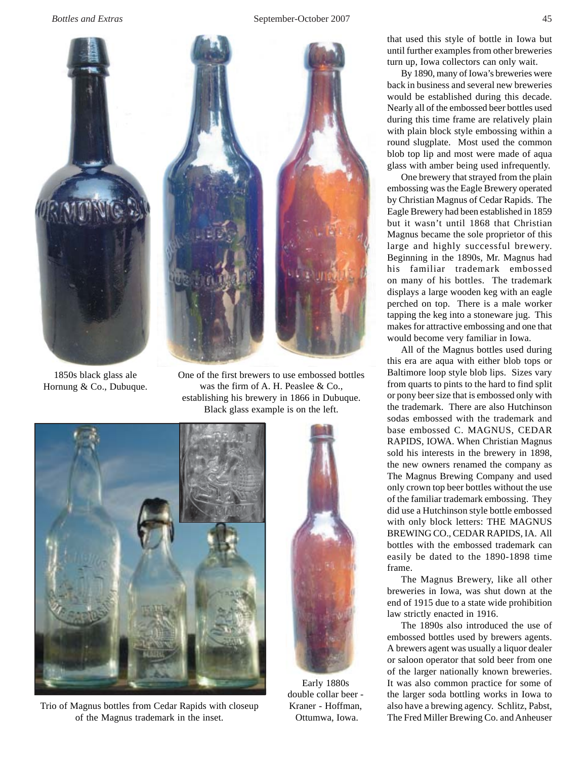1850s black glass ale Hornung & Co., Dubuque.

One of the first brewers to use embossed bottles was the firm of A. H. Peaslee & Co., establishing his brewery in 1866 in Dubuque. Black glass example is on the left.

Trio of Magnus bottles from Cedar Rapids with closeup of the Magnus trademark in the inset.

Early 1880s double collar beer - Kraner - Hoffman, Ottumwa, Iowa.

that used this style of bottle in Iowa but until further examples from other breweries turn up, Iowa collectors can only wait.

By 1890, many of Iowa's breweries were back in business and several new breweries would be established during this decade. Nearly all of the embossed beer bottles used during this time frame are relatively plain with plain block style embossing within a round slugplate. Most used the common blob top lip and most were made of aqua glass with amber being used infrequently.

One brewery that strayed from the plain embossing was the Eagle Brewery operated by Christian Magnus of Cedar Rapids. The Eagle Brewery had been established in 1859 but it wasn't until 1868 that Christian Magnus became the sole proprietor of this large and highly successful brewery. Beginning in the 1890s, Mr. Magnus had his familiar trademark embossed on many of his bottles. The trademark displays a large wooden keg with an eagle perched on top. There is a male worker tapping the keg into a stoneware jug. This makes for attractive embossing and one that would become very familiar in Iowa.

All of the Magnus bottles used during this era are aqua with either blob tops or Baltimore loop style blob lips. Sizes vary from quarts to pints to the hard to find split or pony beer size that is embossed only with the trademark. There are also Hutchinson sodas embossed with the trademark and base embossed C. MAGNUS, CEDAR RAPIDS, IOWA. When Christian Magnus sold his interests in the brewery in 1898, the new owners renamed the company as The Magnus Brewing Company and used only crown top beer bottles without the use of the familiar trademark embossing. They did use a Hutchinson style bottle embossed with only block letters: THE MAGNUS BREWING CO., CEDAR RAPIDS, IA. All bottles with the embossed trademark can easily be dated to the 1890-1898 time frame.

The Magnus Brewery, like all other breweries in Iowa, was shut down at the end of 1915 due to a state wide prohibition law strictly enacted in 1916.

The 1890s also introduced the use of embossed bottles used by brewers agents. A brewers agent was usually a liquor dealer or saloon operator that sold beer from one of the larger nationally known breweries. It was also common practice for some of the larger soda bottling works in Iowa to also have a brewing agency. Schlitz, Pabst, The Fred Miller Brewing Co. and Anheuser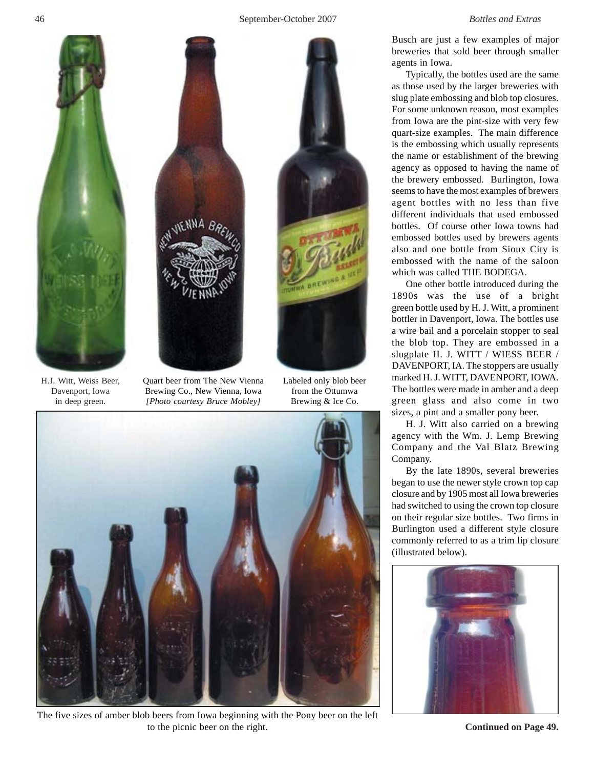H.J. Witt, Weiss Beer, Davenport, Iowa in deep green.

Quart beer from The New Vienna Brewing Co., New Vienna, Iowa *[Photo courtesy Bruce Mobley]*

Labeled only blob beer from the Ottumwa Brewing & Ice Co.

The five sizes of amber blob beers from Iowa beginning with the Pony beer on the left to the picnic beer on the right.

Busch are just a few examples of major breweries that sold beer through smaller agents in Iowa.

Typically, the bottles used are the same as those used by the larger breweries with slug plate embossing and blob top closures. For some unknown reason, most examples from Iowa are the pint-size with very few quart-size examples. The main difference is the embossing which usually represents the name or establishment of the brewing agency as opposed to having the name of the brewery embossed. Burlington, Iowa seems to have the most examples of brewers agent bottles with no less than five different individuals that used embossed bottles. Of course other Iowa towns had embossed bottles used by brewers agents also and one bottle from Sioux City is embossed with the name of the saloon which was called THE BODEGA.

One other bottle introduced during the 1890s was the use of a bright green bottle used by H. J. Witt, a prominent bottler in Davenport, Iowa. The bottles use a wire bail and a porcelain stopper to seal the blob top. They are embossed in a slugplate H. J. WITT / WIESS BEER / DAVENPORT, IA. The stoppers are usually marked H. J. WITT, DAVENPORT, IOWA. The bottles were made in amber and a deep green glass and also come in two sizes, a pint and a smaller pony beer.

H. J. Witt also carried on a brewing agency with the Wm. J. Lemp Brewing Company and the Val Blatz Brewing Company.

By the late 1890s, several breweries began to use the newer style crown top cap closure and by 1905 most all Iowa breweries had switched to using the crown top closure on their regular size bottles. Two firms in Burlington used a different style closure commonly referred to as a trim lip closure (illustrated below).

**Continued on Page 49.**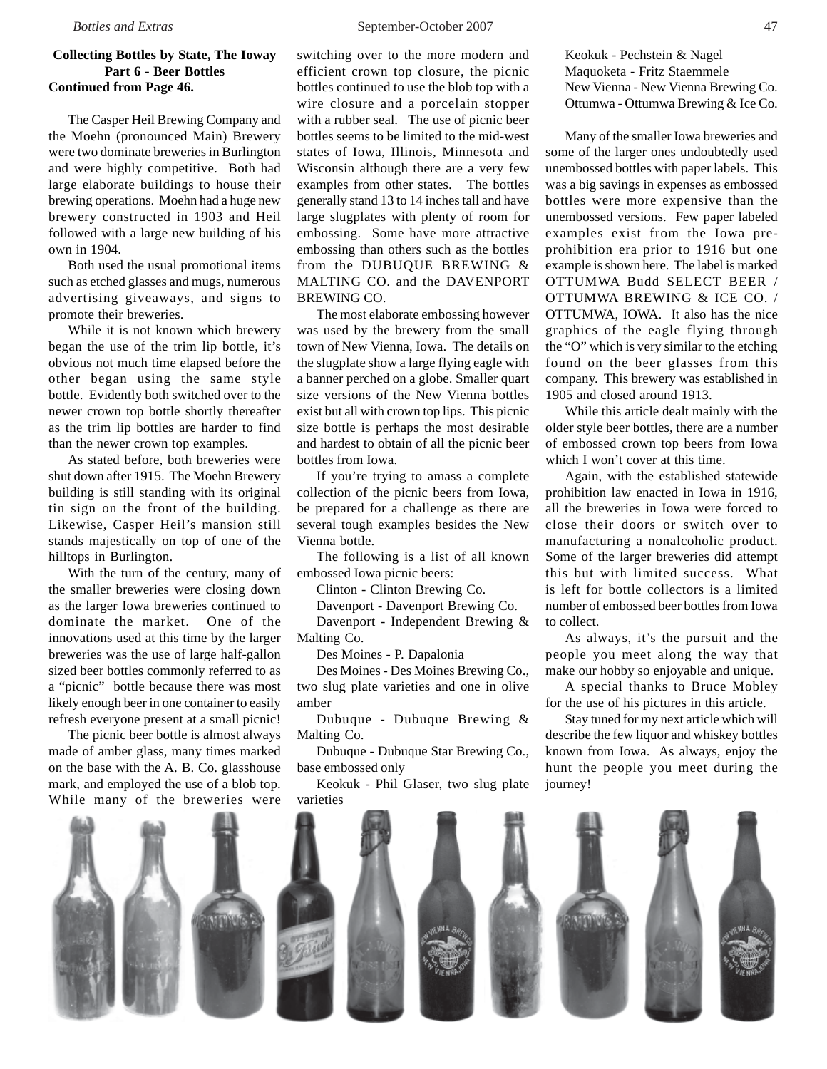**Collecting Bottles by State, The Ioway Part 6 - Beer Bottles**
**Continued from Page 46.**

The Casper Heil Brewing Company and the Moehn (pronounced Main) Brewery were two dominate breweries in Burlington and were highly competitive. Both had large elaborate buildings to house their brewing operations. Moehn had a huge new brewery constructed in 1903 and Heil followed with a large new building of his own in 1904.

Both used the usual promotional items such as etched glasses and mugs, numerous advertising giveaways, and signs to promote their breweries.

While it is not known which brewery began the use of the trim lip bottle, it's obvious not much time elapsed before the other began using the same style bottle. Evidently both switched over to the newer crown top bottle shortly thereafter as the trim lip bottles are harder to find than the newer crown top examples.

As stated before, both breweries were shut down after 1915. The Moehn Brewery building is still standing with its original tin sign on the front of the building. Likewise, Casper Heil's mansion still stands majestically on top of one of the hilltops in Burlington.

With the turn of the century, many of the smaller breweries were closing down as the larger Iowa breweries continued to dominate the market. One of the innovations used at this time by the larger breweries was the use of large half-gallon sized beer bottles commonly referred to as a "picnic" bottle because there was most likely enough beer in one container to easily refresh everyone present at a small picnic!

The picnic beer bottle is almost always made of amber glass, many times marked on the base with the A. B. Co. glasshouse mark, and employed the use of a blob top. While many of the breweries were switching over to the more modern and efficient crown top closure, the picnic bottles continued to use the blob top with a wire closure and a porcelain stopper with a rubber seal. The use of picnic beer bottles seems to be limited to the mid-west states of Iowa, Illinois, Minnesota and Wisconsin although there are a very few examples from other states. The bottles generally stand 13 to 14 inches tall and have large slugplates with plenty of room for embossing. Some have more attractive embossing than others such as the bottles from the DUBUQUE BREWING & MALTING CO. and the DAVENPORT BREWING CO.

The most elaborate embossing however was used by the brewery from the small town of New Vienna, Iowa. The details on the slugplate show a large flying eagle with a banner perched on a globe. Smaller quart size versions of the New Vienna bottles exist but all with crown top lips. This picnic size bottle is perhaps the most desirable and hardest to obtain of all the picnic beer bottles from Iowa.

If you're trying to amass a complete collection of the picnic beers from Iowa, be prepared for a challenge as there are several tough examples besides the New Vienna bottle.

The following is a list of all known embossed Iowa picnic beers:

Clinton - Clinton Brewing Co.

Davenport - Davenport Brewing Co.

Davenport - Independent Brewing & Malting Co.

Des Moines - P. Dapalonia

Des Moines - Des Moines Brewing Co., two slug plate varieties and one in olive amber

Dubuque - Dubuque Brewing & Malting Co.

Dubuque - Dubuque Star Brewing Co., base embossed only

Keokuk - Phil Glaser, two slug plate varieties

Keokuk - Pechstein & Nagel

Maquoketa - Fritz Staemmele

New Vienna - New Vienna Brewing Co.

Ottumwa - Ottumwa Brewing & Ice Co.

Many of the smaller Iowa breweries and some of the larger ones undoubtedly used unembossed bottles with paper labels. This was a big savings in expenses as embossed bottles were more expensive than the unembossed versions. Few paper labeled examples exist from the Iowa pre-prohibition era prior to 1916 but one example is shown here. The label is marked OTTUMWA Budd SELECT BEER / OTTUMWA BREWING & ICE CO. / OTTUMWA, IOWA. It also has the nice graphics of the eagle flying through the "O" which is very similar to the etching found on the beer glasses from this company. This brewery was established in 1905 and closed around 1913.

While this article dealt mainly with the older style beer bottles, there are a number of embossed crown top beers from Iowa which I won't cover at this time.

Again, with the established statewide prohibition law enacted in Iowa in 1916, all the breweries in Iowa were forced to close their doors or switch over to manufacturing a nonalcoholic product. Some of the larger breweries did attempt this but with limited success. What is left for bottle collectors is a limited number of embossed beer bottles from Iowa to collect.

As always, it's the pursuit and the people you meet along the way that make our hobby so enjoyable and unique.

A special thanks to Bruce Mobley for the use of his pictures in this article.

Stay tuned for my next article which will describe the few liquor and whiskey bottles known from Iowa. As always, enjoy the hunt the people you meet during the journey!